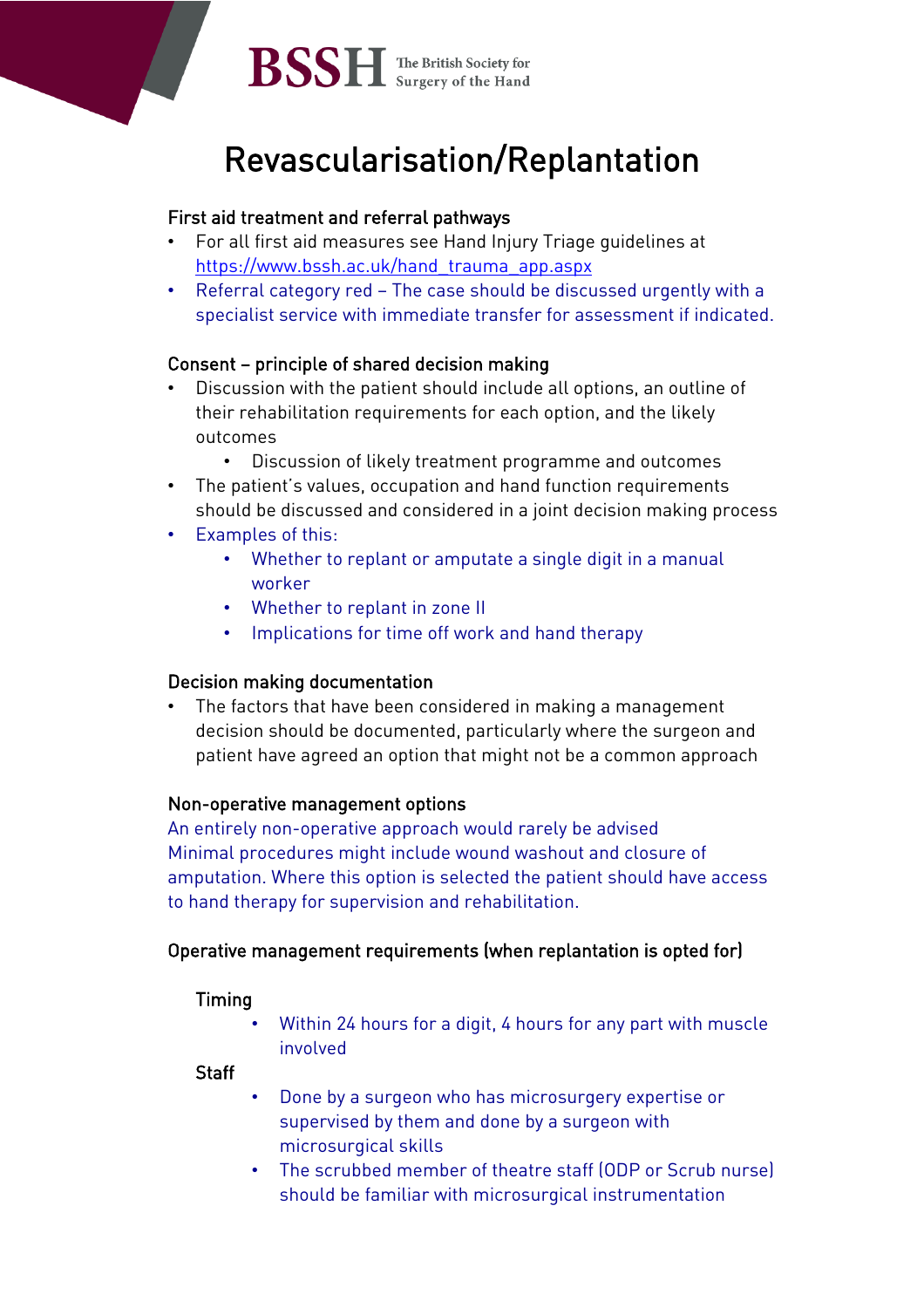# Revascularisation/Replantation

## First aid treatment and referral pathways

- For all first aid measures see Hand Injury Triage guidelines at [https://www.bssh.ac.uk/hand_trauma_app.aspx](https://www.bssh.ac.uk/hand_trauma_app.aspx)
- Referral category red – The case should be discussed urgently with a specialist service with immediate transfer for assessment if indicated.

## Consent – principle of shared decision making

- Discussion with the patient should include all options, an outline of their rehabilitation requirements for each option, and the likely outcomes
    - Discussion of likely treatment programme and outcomes
- The patient's values, occupation and hand function requirements should be discussed and considered in a joint decision making process
- Examples of this:
    - Whether to replant or amputate a single digit in a manual worker
    - Whether to replant in zone II
    - Implications for time off work and hand therapy

## Decision making documentation

- The factors that have been considered in making a management decision should be documented, particularly where the surgeon and patient have agreed an option that might not be a common approach

## Non-operative management options

An entirely non-operative approach would rarely be advised
Minimal procedures might include wound washout and closure of amputation. Where this option is selected the patient should have access to hand therapy for supervision and rehabilitation.

## Operative management requirements (when replantation is opted for)

### Timing

- Within 24 hours for a digit, 4 hours for any part with muscle involved

### Staff

- Done by a surgeon who has microsurgery expertise or supervised by them and done by a surgeon with microsurgical skills
- The scrubbed member of theatre staff (ODP or Scrub nurse) should be familiar with microsurgical instrumentation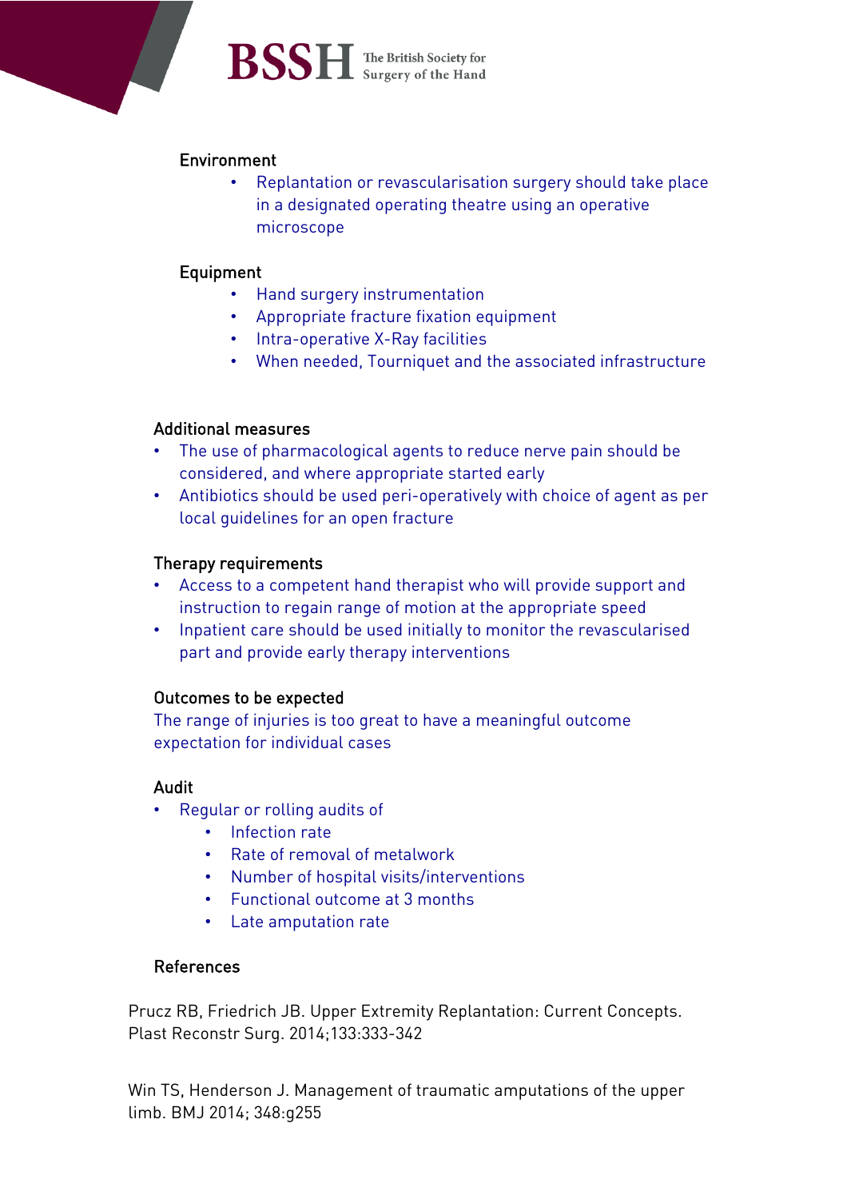### Environment

- Replantation or revascularisation surgery should take place in a designated operating theatre using an operative microscope

### Equipment

- Hand surgery instrumentation
- Appropriate fracture fixation equipment
- Intra-operative X-Ray facilities
- When needed, Tourniquet and the associated infrastructure

### Additional measures

- The use of pharmacological agents to reduce nerve pain should be considered, and where appropriate started early
- Antibiotics should be used peri-operatively with choice of agent as per local guidelines for an open fracture

### Therapy requirements

- Access to a competent hand therapist who will provide support and instruction to regain range of motion at the appropriate speed
- Inpatient care should be used initially to monitor the revascularised part and provide early therapy interventions

### Outcomes to be expected

The range of injuries is too great to have a meaningful outcome expectation for individual cases

### Audit

- Regular or rolling audits of
    - Infection rate
    - Rate of removal of metalwork
    - Number of hospital visits/interventions
    - Functional outcome at 3 months
    - Late amputation rate

### References

Prucz RB, Friedrich JB. Upper Extremity Replantation: Current Concepts. Plast Reconstr Surg. 2014;133:333-342

Win TS, Henderson J. Management of traumatic amputations of the upper limb. BMJ 2014; 348:g255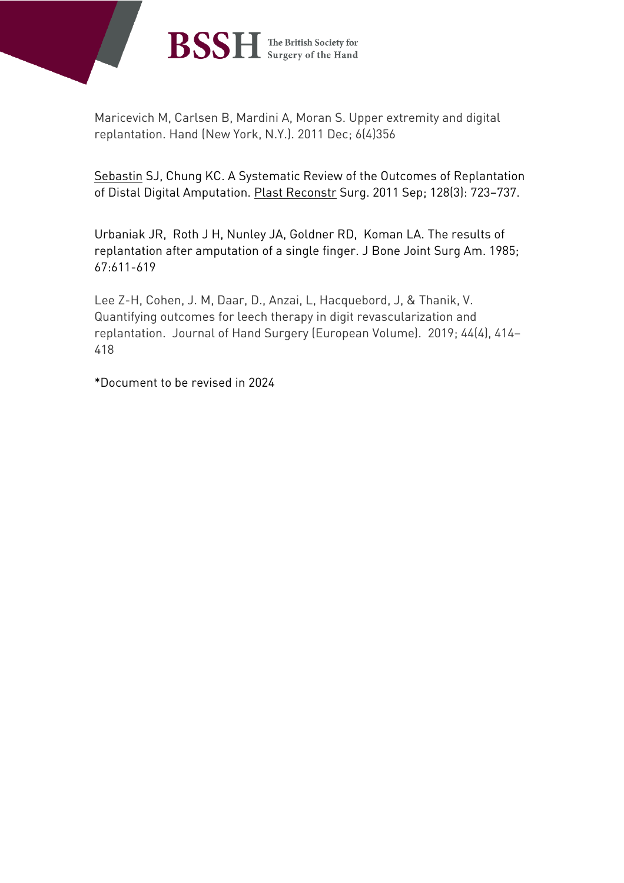Maricevich M, Carlsen B, Mardini A, Moran S. Upper extremity and digital replantation. Hand (New York, N.Y.). 2011 Dec; 6(4)356

Sebastin SJ, Chung KC. A Systematic Review of the Outcomes of Replantation of Distal Digital Amputation. Plast Reconstr Surg. 2011 Sep; 128(3): 723–737.

Urbaniak JR, Roth J H, Nunley JA, Goldner RD, Koman LA. The results of replantation after amputation of a single finger. J Bone Joint Surg Am. 1985; 67:611-619

Lee Z-H, Cohen, J. M, Daar, D., Anzai, L, Hacquebord, J, & Thanik, V. Quantifying outcomes for leech therapy in digit revascularization and replantation. Journal of Hand Surgery (European Volume). 2019; 44(4), 414–418

*Document to be revised in 2024